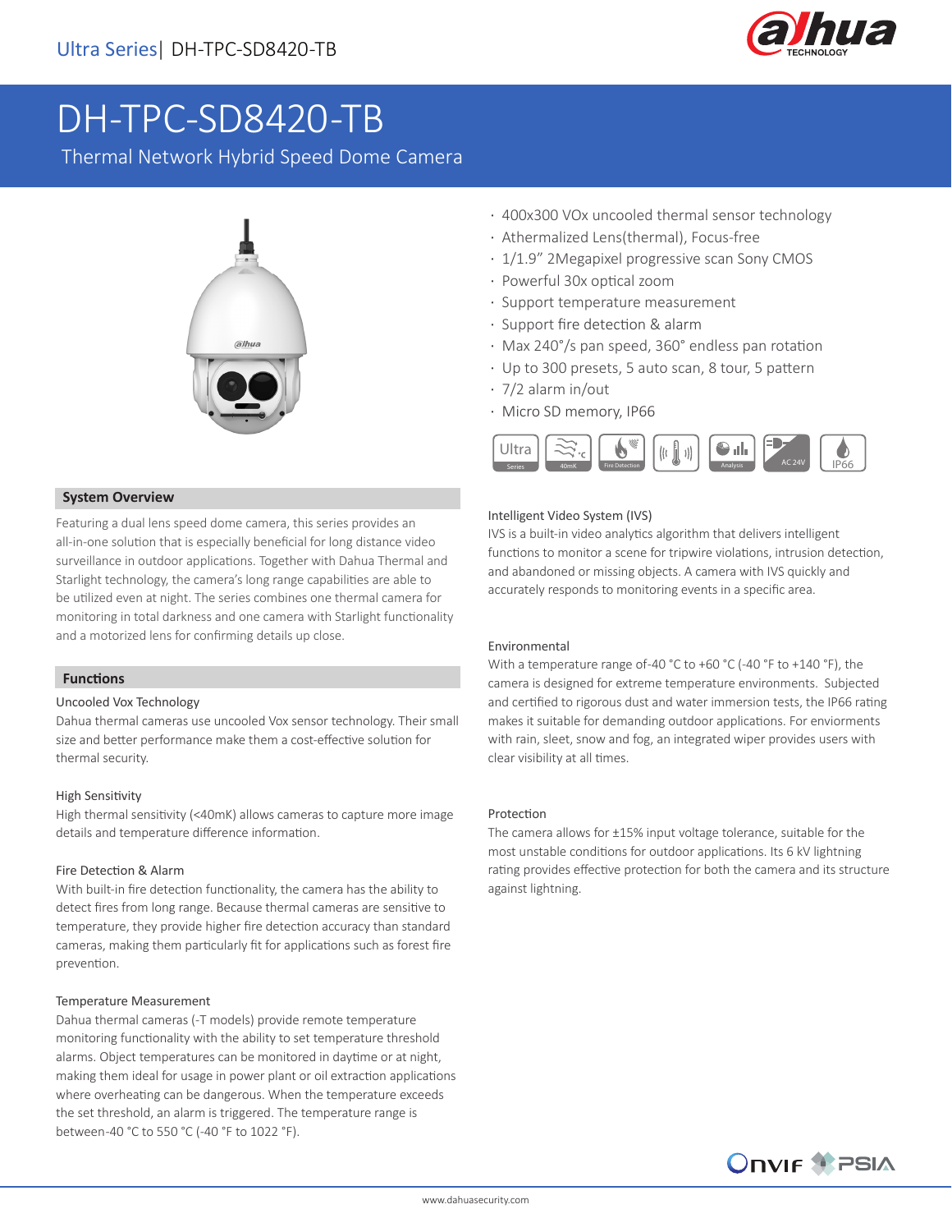# DH-TPC-SD8420-TB

Thermal Network Hybrid Speed Dome Camera

- 400x300 VOx uncooled thermal sensor technology
- Athermalized Lens(thermal), Focus-free
- 1/1.9" 2Megapixel progressive scan Sony CMOS
- Powerful 30x optical zoom
- Support temperature measurement
- Support fire detection & alarm
- Max 240°/s pan speed, 360° endless pan rotation
- Up to 300 presets, 5 auto scan, 8 tour, 5 pattern
- 7/2 alarm in/out
- Micro SD memory, IP66

## System Overview

Featuring a dual lens speed dome camera, this series provides an all-in-one solution that is especially beneficial for long distance video surveillance in outdoor applications. Together with Dahua Thermal and Starlight technology, the camera's long range capabilities are able to be utilized even at night. The series combines one thermal camera for monitoring in total darkness and one camera with Starlight functionality and a motorized lens for confirming details up close.

## Functions

### Uncooled Vox Technology

Dahua thermal cameras use uncooled Vox sensor technology. Their small size and better performance make them a cost-effective solution for thermal security.

### High Sensitivity

High thermal sensitivity (<40mK) allows cameras to capture more image details and temperature difference information.

### Fire Detection & Alarm

With built-in fire detection functionality, the camera has the ability to detect fires from long range. Because thermal cameras are sensitive to temperature, they provide higher fire detection accuracy than standard cameras, making them particularly fit for applications such as forest fire prevention.

### Temperature Measurement

Dahua thermal cameras (-T models) provide remote temperature monitoring functionality with the ability to set temperature threshold alarms. Object temperatures can be monitored in daytime or at night, making them ideal for usage in power plant or oil extraction applications where overheating can be dangerous. When the temperature exceeds the set threshold, an alarm is triggered. The temperature range is between-40 °C to 550 °C (-40 °F to 1022 °F).

### Intelligent Video System (IVS)

IVS is a built-in video analytics algorithm that delivers intelligent functions to monitor a scene for tripwire violations, intrusion detection, and abandoned or missing objects. A camera with IVS quickly and accurately responds to monitoring events in a specific area.

### Environmental

With a temperature range of-40 °C to +60 °C (-40 °F to +140 °F), the camera is designed for extreme temperature environments. Subjected and certified to rigorous dust and water immersion tests, the IP66 rating makes it suitable for demanding outdoor applications. For enviorments with rain, sleet, snow and fog, an integrated wiper provides users with clear visibility at all times.

### Protection

The camera allows for ±15% input voltage tolerance, suitable for the most unstable conditions for outdoor applications. Its 6 kV lightning rating provides effective protection for both the camera and its structure against lightning.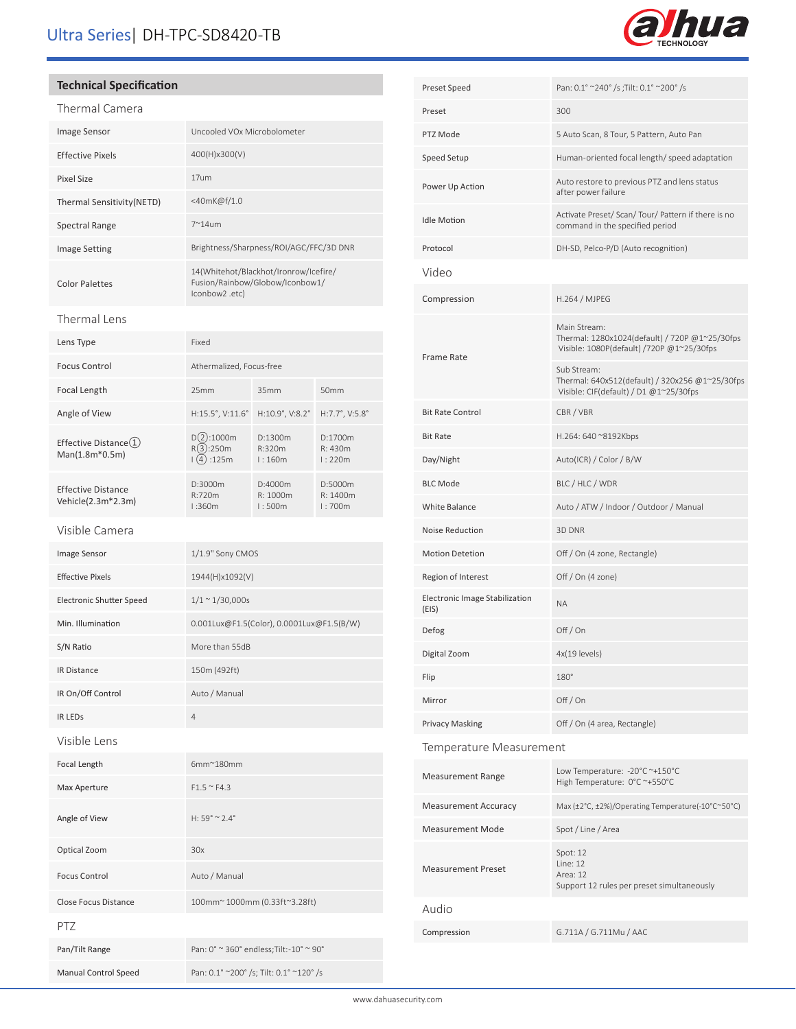# Ultra Series| DH-TPC-SD8420-TB

## Technical Specification

### Thermal Camera

| | |
|---|---|
| Image Sensor | Uncooled VOx Microbolometer |
| Effective Pixels | 400(H)x300(V) |
| Pixel Size | 17um |
| Thermal Sensitivity(NETD) | <40mK@f/1.0 |
| Spectral Range | 7~14um |
| Image Setting | Brightness/Sharpness/ROI/AGC/FFC/3D DNR |
| Color Palettes | 14(Whitehot/Blackhot/Ironrow/Icefire/ Fusion/Rainbow/Globow/Iconbow1/ Iconbow2 .etc) |

### Thermal Lens

| | | | |
|---|---|---|---|
| Lens Type | Fixed | | |
| Focus Control | Athermalized, Focus-free | | |
| Focal Length | 25mm | 35mm | 50mm |
| Angle of View | H:15.5°, V:11.6° | H:10.9°, V:8.2° | H:7.7°, V:5.8° |
| Effective Distance① Man(1.8m*0.5m) | D②:1000m R③:250m I④:125m | D:1300m R:320m I : 160m | D:1700m R: 430m I : 220m |
| Effective Distance Vehicle(2.3m*2.3m) | D:3000m R:720m I :360m | D:4000m R: 1000m I : 500m | D:5000m R: 1400m I : 700m |

### Visible Camera

| | |
|---|---|
| Image Sensor | 1/1.9" Sony CMOS |
| Effective Pixels | 1944(H)x1092(V) |
| Electronic Shutter Speed | 1/1 ~ 1/30,000s |
| Min. Illumination | 0.001Lux@F1.5(Color), 0.0001Lux@F1.5(B/W) |
| S/N Ratio | More than 55dB |
| IR Distance | 150m (492ft) |
| IR On/Off Control | Auto / Manual |
| IR LEDs | 4 |

### Visible Lens

| | |
|---|---|
| Focal Length | 6mm~180mm |
| Max Aperture | F1.5 ~ F4.3 |
| Angle of View | H: 59° ~ 2.4° |
| Optical Zoom | 30x |
| Focus Control | Auto / Manual |
| Close Focus Distance | 100mm~ 1000mm (0.33ft~3.28ft) |

### PTZ

| | |
|---|---|
| Pan/Tilt Range | Pan: 0° ~ 360° endless;Tilt:-10° ~ 90° |
| Manual Control Speed | Pan: 0.1° ~200° /s; Tilt: 0.1° ~120° /s |
| Preset Speed | Pan: 0.1° ~240° /s ;Tilt: 0.1° ~200° /s |
| Preset | 300 |
| PTZ Mode | 5 Auto Scan, 8 Tour, 5 Pattern, Auto Pan |
| Speed Setup | Human-oriented focal length/ speed adaptation |
| Power Up Action | Auto restore to previous PTZ and lens status after power failure |
| Idle Motion | Activate Preset/ Scan/ Tour/ Pattern if there is no command in the specified period |
| Protocol | DH-SD, Pelco-P/D (Auto recognition) |

### Video

| | |
|---|---|
| Compression | H.264 / MJPEG |
| Frame Rate | Main Stream: Thermal: 1280x1024(default) / 720P @1~25/30fps Visible: 1080P(default) /720P @1~25/30fps |
| | Sub Stream: Thermal: 640x512(default) / 320x256 @1~25/30fps Visible: CIF(default) / D1 @1~25/30fps |
| Bit Rate Control | CBR / VBR |
| Bit Rate | H.264: 640 ~8192Kbps |
| Day/Night | Auto(ICR) / Color / B/W |
| BLC Mode | BLC / HLC / WDR |
| White Balance | Auto / ATW / Indoor / Outdoor / Manual |
| Noise Reduction | 3D DNR |
| Motion Detetion | Off / On (4 zone, Rectangle) |
| Region of Interest | Off / On (4 zone) |
| Electronic Image Stabilization (EIS) | NA |
| Defog | Off / On |
| Digital Zoom | 4x(19 levels) |
| Flip | 180° |
| Mirror | Off / On |
| Privacy Masking | Off / On (4 area, Rectangle) |

### Temperature Measurement

| | |
|---|---|
| Measurement Range | Low Temperature: -20°C ~+150°C High Temperature: 0°C ~+550°C |
| Measurement Accuracy | Max (±2°C, ±2%)/Operating Temperature(-10°C~50°C) |
| Measurement Mode | Spot / Line / Area |
| Measurement Preset | Spot: 12 Line: 12 Area: 12 Support 12 rules per preset simultaneously |

### Audio

| | |
|---|---|
| Compression | G.711A / G.711Mu / AAC |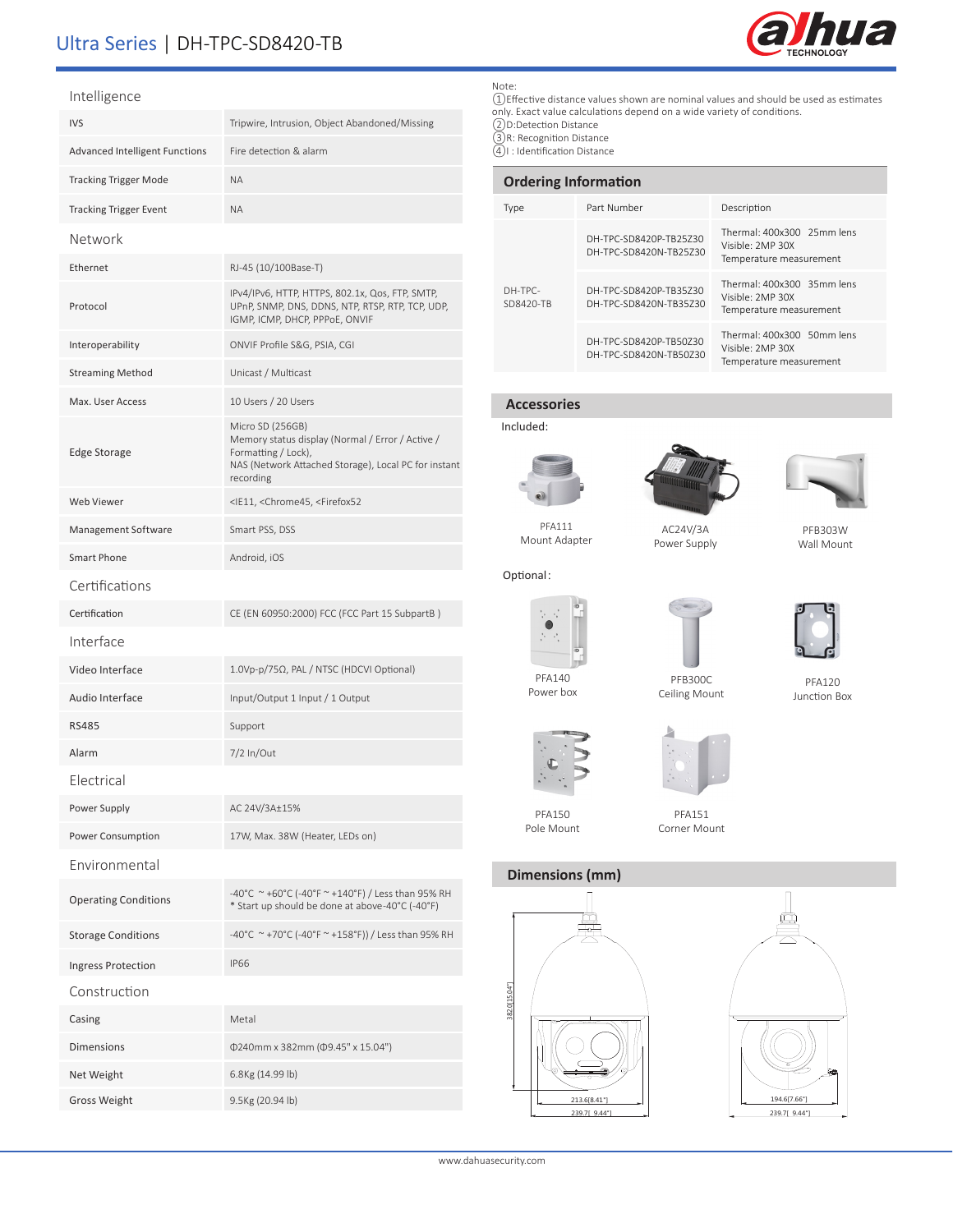# Ultra Series | DH-TPC-SD8420-TB

## Intelligence

| | |
|---|---|
| IVS | Tripwire, Intrusion, Object Abandoned/Missing |
| Advanced Intelligent Functions | Fire detection & alarm |
| Tracking Trigger Mode | NA |
| Tracking Trigger Event | NA |

## Network

| | |
|---|---|
| Ethernet | RJ-45 (10/100Base-T) |
| Protocol | IPv4/IPv6, HTTP, HTTPS, 802.1x, Qos, FTP, SMTP, UPnP, SNMP, DNS, DDNS, NTP, RTSP, RTP, TCP, UDP, IGMP, ICMP, DHCP, PPPoE, ONVIF |
| Interoperability | ONVIF Profile S&G, PSIA, CGI |
| Streaming Method | Unicast / Multicast |
| Max. User Access | 10 Users / 20 Users |
| Edge Storage | Micro SD (256GB) Memory status display (Normal / Error / Active / Formatting / Lock), NAS (Network Attached Storage), Local PC for instant recording |
| Web Viewer | <IE11, <Chrome45, <Firefox52 |
| Management Software | Smart PSS, DSS |
| Smart Phone | Android, iOS |

## Certifications

| | |
|---|---|
| Certification | CE (EN 60950:2000) FCC (FCC Part 15 SubpartB ) |

## Interface

| | |
|---|---|
| Video Interface | 1.0Vp-p/75Ω, PAL / NTSC (HDCVI Optional) |
| Audio Interface | Input/Output 1 Input / 1 Output |
| RS485 | Support |
| Alarm | 7/2 In/Out |

## Electrical

| | |
|---|---|
| Power Supply | AC 24V/3A±15% |
| Power Consumption | 17W, Max. 38W (Heater, LEDs on) |

## Environmental

| | |
|---|---|
| Operating Conditions | -40°C ~ +60°C (-40°F ~ +140°F) / Less than 95% RH * Start up should be done at above-40°C (-40°F) |
| Storage Conditions | -40°C ~ +70°C (-40°F ~ +158°F)) / Less than 95% RH |
| Ingress Protection | IP66 |

## Construction

| | |
|---|---|
| Casing | Metal |
| Dimensions | Φ240mm x 382mm (Φ9.45" x 15.04") |
| Net Weight | 6.8Kg (14.99 lb) |
| Gross Weight | 9.5Kg (20.94 lb) |

Note:
① Effective distance values shown are nominal values and should be used as estimates only. Exact value calculations depend on a wide variety of conditions.
② D:Detection Distance
③ R: Recognition Distance
④ I : Identification Distance

## Ordering Information

| Type | Part Number | Description |
|---|---|---|
| DH-TPC-SD8420-TB | DH-TPC-SD8420P-TB25Z30 DH-TPC-SD8420N-TB25Z30 | Thermal: 400x300 25mm lens Visible: 2MP 30X Temperature measurement |
| | DH-TPC-SD8420P-TB35Z30 DH-TPC-SD8420N-TB35Z30 | Thermal: 400x300 35mm lens Visible: 2MP 30X Temperature measurement |
| | DH-TPC-SD8420P-TB50Z30 DH-TPC-SD8420N-TB50Z30 | Thermal: 400x300 50mm lens Visible: 2MP 30X Temperature measurement |

## Accessories

Included:

PFA111 Mount Adapter

AC24V/3A Power Supply

PFB303W Wall Mount

Optional:

PFA140 Power box

PFB300C Ceiling Mount

PFA120 Junction Box

PFA150 Pole Mount

PFA151 Corner Mount

## Dimensions (mm)

382.0[15.04"]

213.6[8.41"]

239.7[ 9.44"]

194.6[7.66"]

239.7[ 9.44"]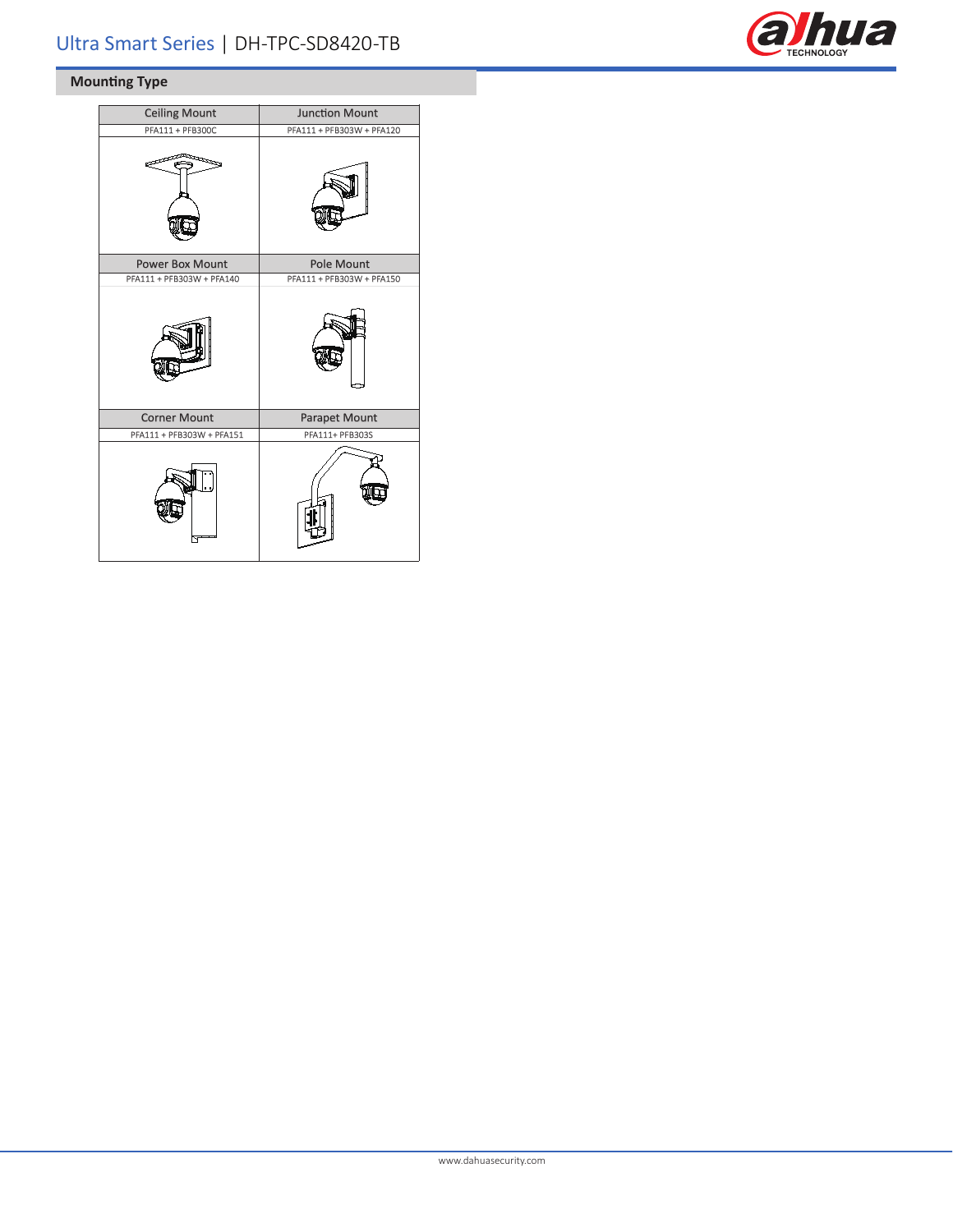## Mounting Type

| Ceiling Mount | Junction Mount |
|---|---|
| PFA111 + PFB300C | PFA111 + PFB303W + PFA120 |
| Power Box Mount | Pole Mount |
| PFA111 + PFB303W + PFA140 | PFA111 + PFB303W + PFA150 |
| Corner Mount | Parapet Mount |
| PFA111 + PFB303W + PFA151 | PFA111+ PFB303S |